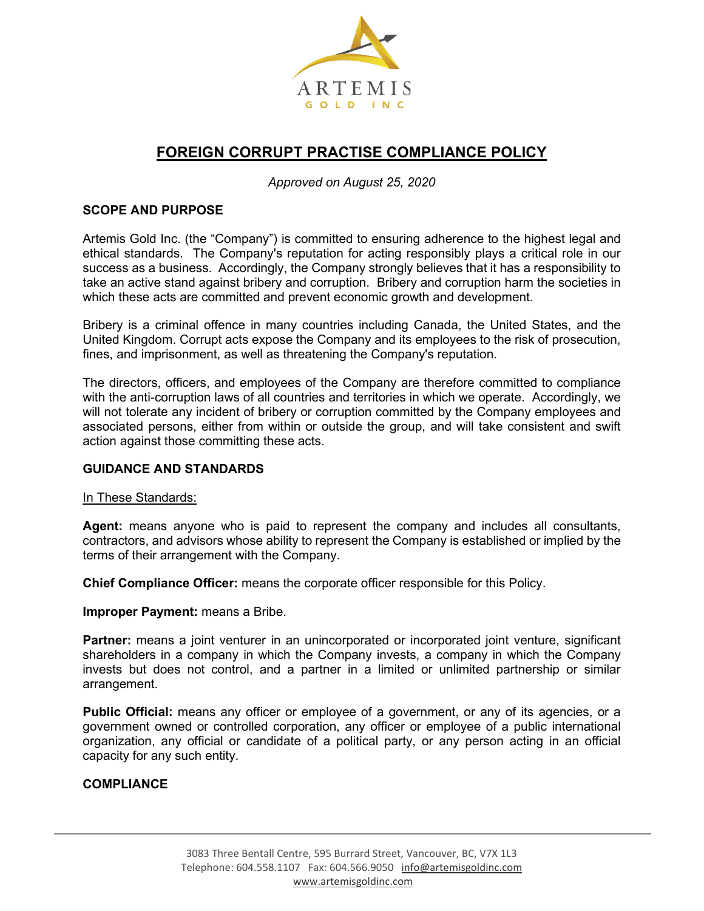# FOREIGN CORRUPT PRACTISE COMPLIANCE POLICY

*Approved on August 25, 2020*

## SCOPE AND PURPOSE

Artemis Gold Inc. (the "Company") is committed to ensuring adherence to the highest legal and ethical standards. The Company's reputation for acting responsibly plays a critical role in our success as a business. Accordingly, the Company strongly believes that it has a responsibility to take an active stand against bribery and corruption. Bribery and corruption harm the societies in which these acts are committed and prevent economic growth and development.

Bribery is a criminal offence in many countries including Canada, the United States, and the United Kingdom. Corrupt acts expose the Company and its employees to the risk of prosecution, fines, and imprisonment, as well as threatening the Company's reputation.

The directors, officers, and employees of the Company are therefore committed to compliance with the anti-corruption laws of all countries and territories in which we operate. Accordingly, we will not tolerate any incident of bribery or corruption committed by the Company employees and associated persons, either from within or outside the group, and will take consistent and swift action against those committing these acts.

## GUIDANCE AND STANDARDS

In These Standards:

**Agent:** means anyone who is paid to represent the company and includes all consultants, contractors, and advisors whose ability to represent the Company is established or implied by the terms of their arrangement with the Company.

**Chief Compliance Officer:** means the corporate officer responsible for this Policy.

**Improper Payment:** means a Bribe.

**Partner:** means a joint venturer in an unincorporated or incorporated joint venture, significant shareholders in a company in which the Company invests, a company in which the Company invests but does not control, and a partner in a limited or unlimited partnership or similar arrangement.

**Public Official:** means any officer or employee of a government, or any of its agencies, or a government owned or controlled corporation, any officer or employee of a public international organization, any official or candidate of a political party, or any person acting in an official capacity for any such entity.

## COMPLIANCE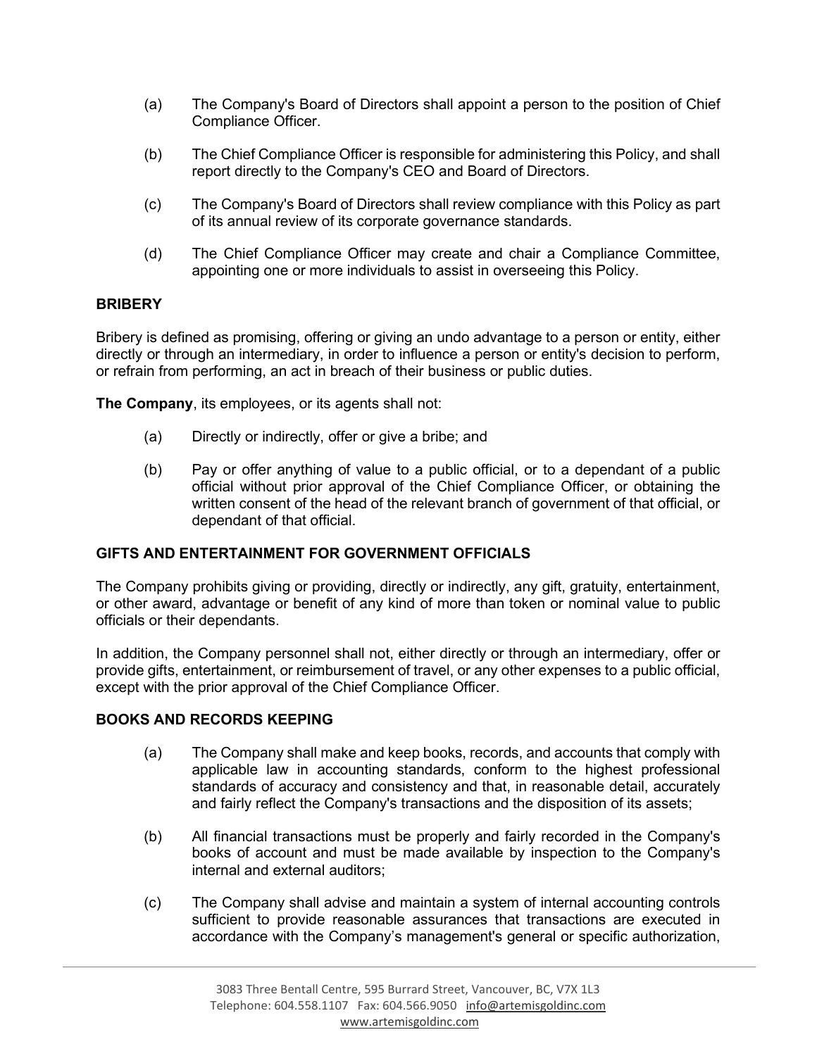(a) The Company's Board of Directors shall appoint a person to the position of Chief Compliance Officer.

(b) The Chief Compliance Officer is responsible for administering this Policy, and shall report directly to the Company's CEO and Board of Directors.

(c) The Company's Board of Directors shall review compliance with this Policy as part of its annual review of its corporate governance standards.

(d) The Chief Compliance Officer may create and chair a Compliance Committee, appointing one or more individuals to assist in overseeing this Policy.

## BRIBERY

Bribery is defined as promising, offering or giving an undo advantage to a person or entity, either directly or through an intermediary, in order to influence a person or entity's decision to perform, or refrain from performing, an act in breach of their business or public duties.

**The Company**, its employees, or its agents shall not:

(a) Directly or indirectly, offer or give a bribe; and

(b) Pay or offer anything of value to a public official, or to a dependant of a public official without prior approval of the Chief Compliance Officer, or obtaining the written consent of the head of the relevant branch of government of that official, or dependant of that official.

## GIFTS AND ENTERTAINMENT FOR GOVERNMENT OFFICIALS

The Company prohibits giving or providing, directly or indirectly, any gift, gratuity, entertainment, or other award, advantage or benefit of any kind of more than token or nominal value to public officials or their dependants.

In addition, the Company personnel shall not, either directly or through an intermediary, offer or provide gifts, entertainment, or reimbursement of travel, or any other expenses to a public official, except with the prior approval of the Chief Compliance Officer.

## BOOKS AND RECORDS KEEPING

(a) The Company shall make and keep books, records, and accounts that comply with applicable law in accounting standards, conform to the highest professional standards of accuracy and consistency and that, in reasonable detail, accurately and fairly reflect the Company's transactions and the disposition of its assets;

(b) All financial transactions must be properly and fairly recorded in the Company's books of account and must be made available by inspection to the Company's internal and external auditors;

(c) The Company shall advise and maintain a system of internal accounting controls sufficient to provide reasonable assurances that transactions are executed in accordance with the Company's management's general or specific authorization,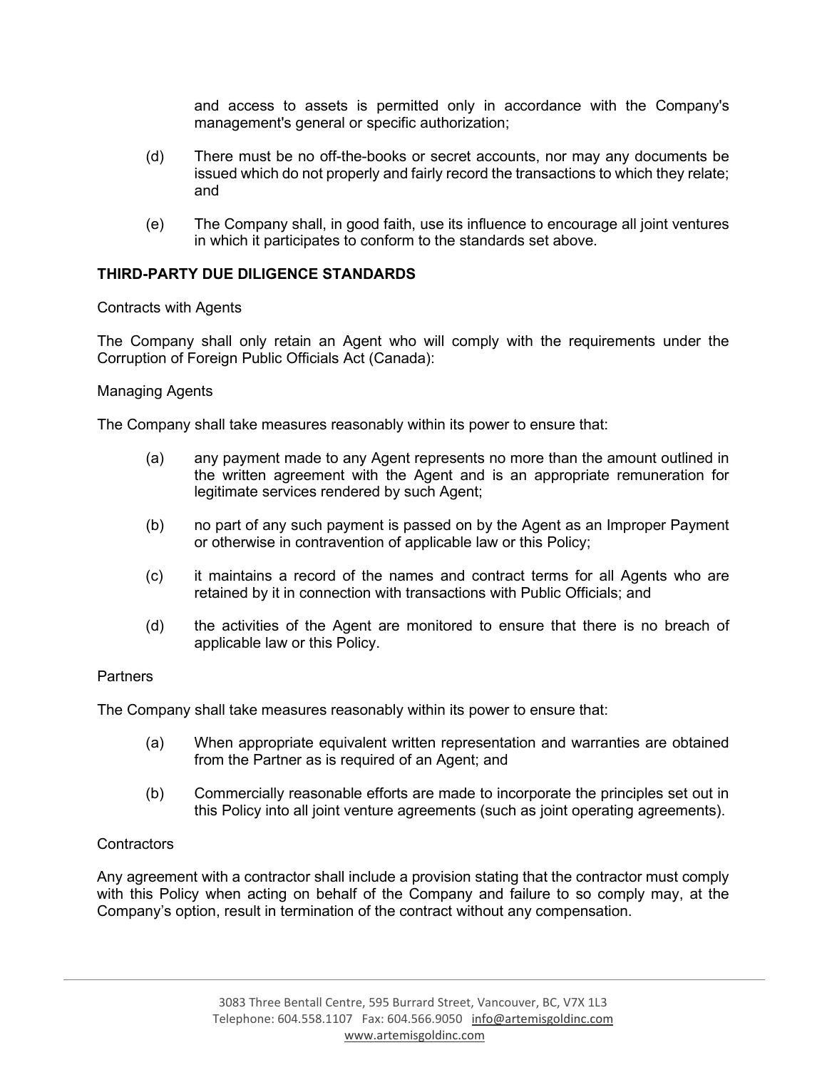and access to assets is permitted only in accordance with the Company's management's general or specific authorization;

(d) There must be no off-the-books or secret accounts, nor may any documents be issued which do not properly and fairly record the transactions to which they relate; and

(e) The Company shall, in good faith, use its influence to encourage all joint ventures in which it participates to conform to the standards set above.

**THIRD-PARTY DUE DILIGENCE STANDARDS**

Contracts with Agents

The Company shall only retain an Agent who will comply with the requirements under the Corruption of Foreign Public Officials Act (Canada):

Managing Agents

The Company shall take measures reasonably within its power to ensure that:

(a) any payment made to any Agent represents no more than the amount outlined in the written agreement with the Agent and is an appropriate remuneration for legitimate services rendered by such Agent;

(b) no part of any such payment is passed on by the Agent as an Improper Payment or otherwise in contravention of applicable law or this Policy;

(c) it maintains a record of the names and contract terms for all Agents who are retained by it in connection with transactions with Public Officials; and

(d) the activities of the Agent are monitored to ensure that there is no breach of applicable law or this Policy.

Partners

The Company shall take measures reasonably within its power to ensure that:

(a) When appropriate equivalent written representation and warranties are obtained from the Partner as is required of an Agent; and

(b) Commercially reasonable efforts are made to incorporate the principles set out in this Policy into all joint venture agreements (such as joint operating agreements).

Contractors

Any agreement with a contractor shall include a provision stating that the contractor must comply with this Policy when acting on behalf of the Company and failure to so comply may, at the Company's option, result in termination of the contract without any compensation.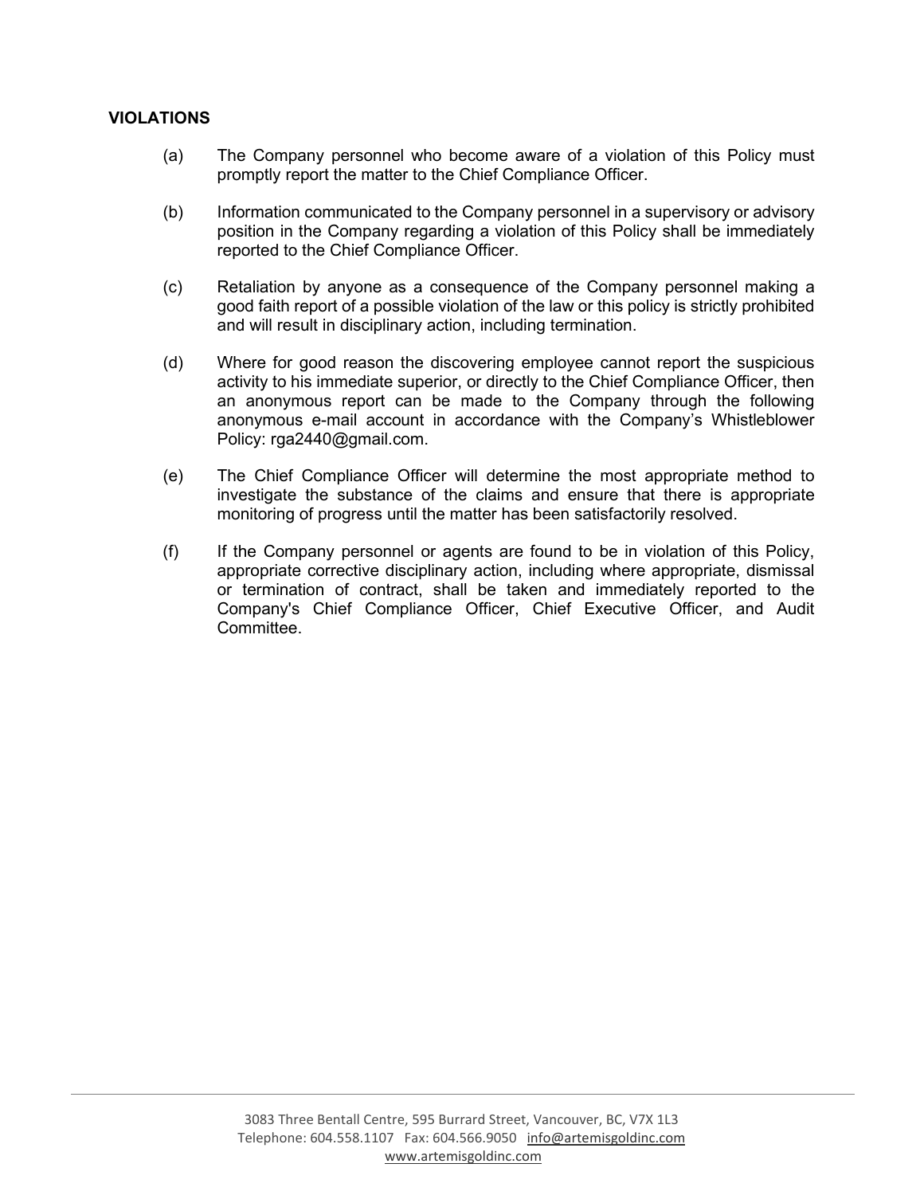## VIOLATIONS

(a) The Company personnel who become aware of a violation of this Policy must promptly report the matter to the Chief Compliance Officer.

(b) Information communicated to the Company personnel in a supervisory or advisory position in the Company regarding a violation of this Policy shall be immediately reported to the Chief Compliance Officer.

(c) Retaliation by anyone as a consequence of the Company personnel making a good faith report of a possible violation of the law or this policy is strictly prohibited and will result in disciplinary action, including termination.

(d) Where for good reason the discovering employee cannot report the suspicious activity to his immediate superior, or directly to the Chief Compliance Officer, then an anonymous report can be made to the Company through the following anonymous e-mail account in accordance with the Company's Whistleblower Policy: rga2440@gmail.com.

(e) The Chief Compliance Officer will determine the most appropriate method to investigate the substance of the claims and ensure that there is appropriate monitoring of progress until the matter has been satisfactorily resolved.

(f) If the Company personnel or agents are found to be in violation of this Policy, appropriate corrective disciplinary action, including where appropriate, dismissal or termination of contract, shall be taken and immediately reported to the Company's Chief Compliance Officer, Chief Executive Officer, and Audit Committee.